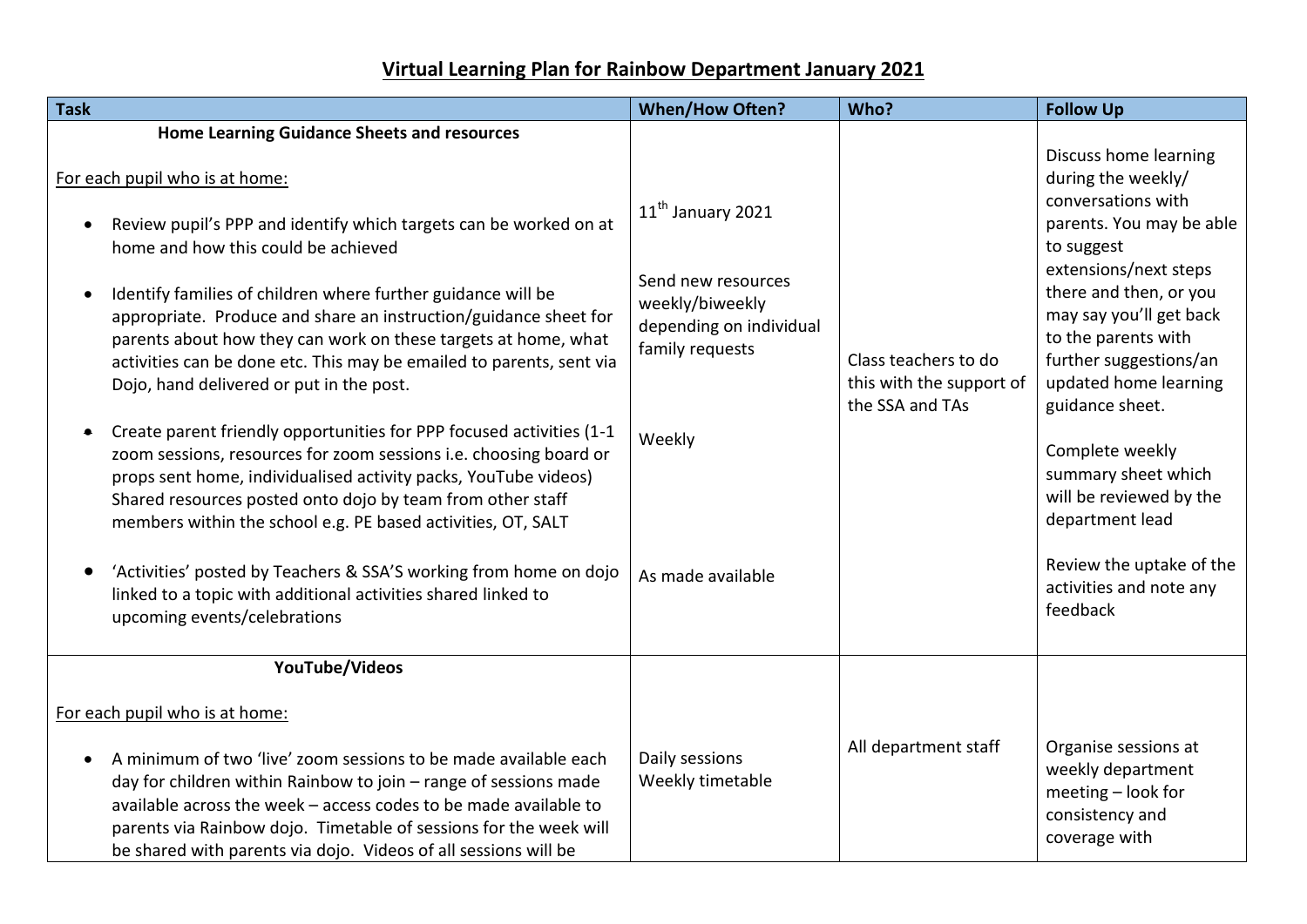# Virtual Learning Plan for Rainbow Department January 2021

| Task | When/How Often? | Who? | Follow Up |
|---|---|---|---|
| **Home Learning Guidance Sheets and resources**<br><br>For each pupil who is at home:<br><br>• Review pupil's PPP and identify which targets can be worked on at home and how this could be achieved<br><br>• Identify families of children where further guidance will be appropriate. Produce and share an instruction/guidance sheet for parents about how they can work on these targets at home, what activities can be done etc. This may be emailed to parents, sent via Dojo, hand delivered or put in the post.<br><br>• Create parent friendly opportunities for PPP focused activities (1-1 zoom sessions, resources for zoom sessions i.e. choosing board or props sent home, individualised activity packs, YouTube videos) Shared resources posted onto dojo by team from other staff members within the school e.g. PE based activities, OT, SALT<br><br>• 'Activities' posted by Teachers & SSA'S working from home on dojo linked to a topic with additional activities shared linked to upcoming events/celebrations | 11th January 2021<br><br>Send new resources weekly/biweekly depending on individual family requests<br><br>Weekly<br><br>As made available | Class teachers to do this with the support of the SSA and TAs | Discuss home learning during the weekly/ conversations with parents. You may be able to suggest extensions/next steps there and then, or you may say you'll get back to the parents with further suggestions/an updated home learning guidance sheet.<br><br>Complete weekly summary sheet which will be reviewed by the department lead<br><br>Review the uptake of the activities and note any feedback |
| **YouTube/Videos**<br><br>For each pupil who is at home:<br><br>• A minimum of two 'live' zoom sessions to be made available each day for children within Rainbow to join – range of sessions made available across the week – access codes to be made available to parents via Rainbow dojo. Timetable of sessions for the week will be shared with parents via dojo. Videos of all sessions will be | Daily sessions<br>Weekly timetable | All department staff | Organise sessions at weekly department meeting – look for consistency and coverage with |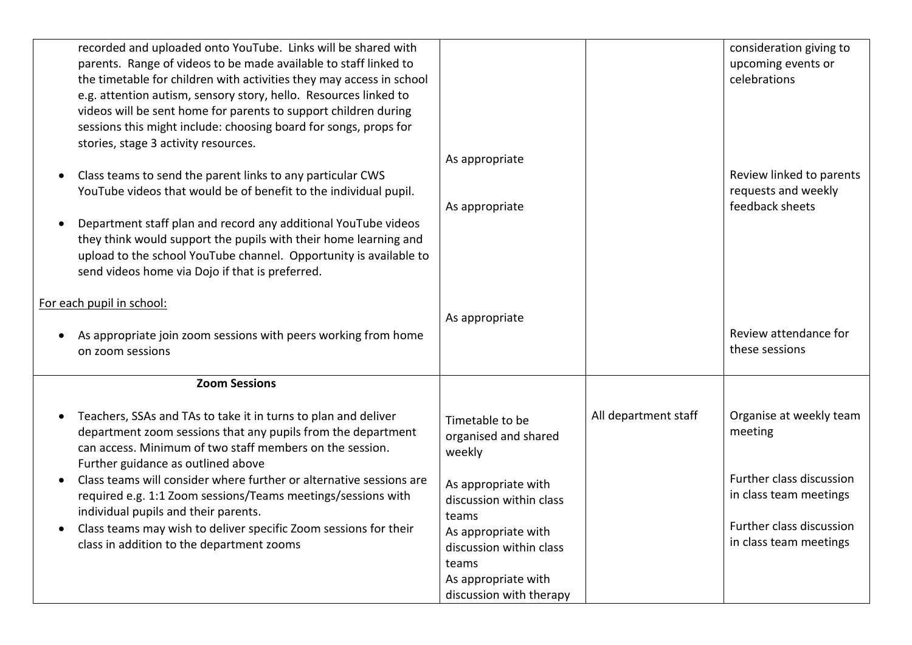| | | | |
|---|---|---|---|
| recorded and uploaded onto YouTube. Links will be shared with parents. Range of videos to be made available to staff linked to the timetable for children with activities they may access in school e.g. attention autism, sensory story, hello. Resources linked to videos will be sent home for parents to support children during sessions this might include: choosing board for songs, props for stories, stage 3 activity resources.<br><br>• Class teams to send the parent links to any particular CWS YouTube videos that would be of benefit to the individual pupil.<br><br>• Department staff plan and record any additional YouTube videos they think would support the pupils with their home learning and upload to the school YouTube channel. Opportunity is available to send videos home via Dojo if that is preferred.<br><br><u>For each pupil in school:</u><br><br>• As appropriate join zoom sessions with peers working from home on zoom sessions | As appropriate<br><br>As appropriate<br><br>As appropriate | | consideration giving to upcoming events or celebrations<br><br>Review linked to parents requests and weekly feedback sheets<br><br>Review attendance for these sessions |
| **Zoom Sessions**<br><br>• Teachers, SSAs and TAs to take it in turns to plan and deliver department zoom sessions that any pupils from the department can access. Minimum of two staff members on the session. Further guidance as outlined above<br>• Class teams will consider where further or alternative sessions are required e.g. 1:1 Zoom sessions/Teams meetings/sessions with individual pupils and their parents.<br>• Class teams may wish to deliver specific Zoom sessions for their class in addition to the department zooms | Timetable to be organised and shared weekly<br><br>As appropriate with discussion within class teams<br>As appropriate with discussion within class teams<br>As appropriate with discussion with therapy | All department staff | Organise at weekly team meeting<br><br>Further class discussion in class team meetings<br><br>Further class discussion in class team meetings |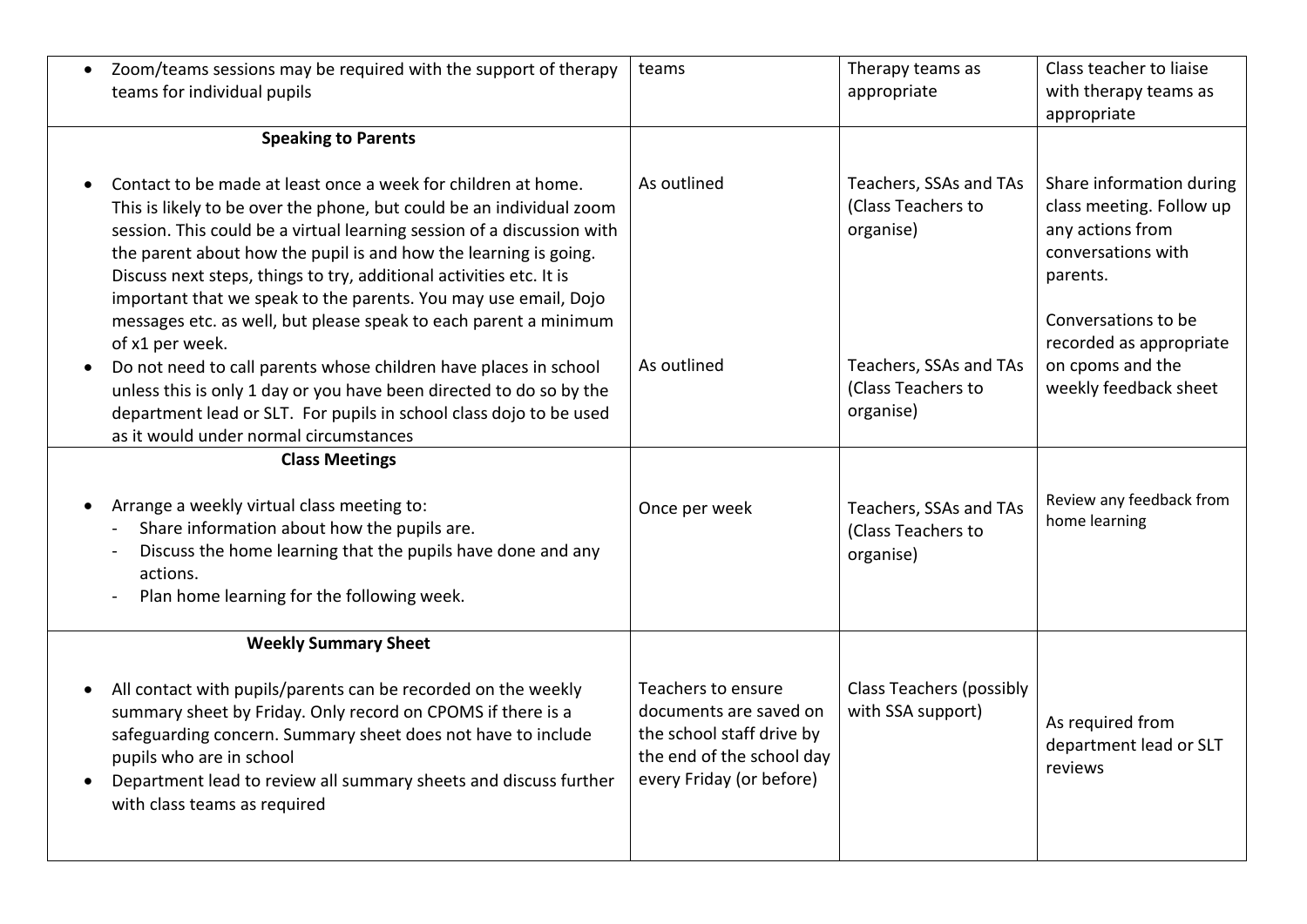| | | | |
|---|---|---|---|
| • Zoom/teams sessions may be required with the support of therapy teams for individual pupils | teams | Therapy teams as appropriate | Class teacher to liaise with therapy teams as appropriate |
| **Speaking to Parents**<br><br>• Contact to be made at least once a week for children at home. This is likely to be over the phone, but could be an individual zoom session. This could be a virtual learning session of a discussion with the parent about how the pupil is and how the learning is going. Discuss next steps, things to try, additional activities etc. It is important that we speak to the parents. You may use email, Dojo messages etc. as well, but please speak to each parent a minimum of x1 per week.<br>• Do not need to call parents whose children have places in school unless this is only 1 day or you have been directed to do so by the department lead or SLT. For pupils in school class dojo to be used as it would under normal circumstances | As outlined<br><br>As outlined | Teachers, SSAs and TAs (Class Teachers to organise)<br><br>Teachers, SSAs and TAs (Class Teachers to organise) | Share information during class meeting. Follow up any actions from conversations with parents.<br><br>Conversations to be recorded as appropriate on cpoms and the weekly feedback sheet |
| **Class Meetings**<br><br>• Arrange a weekly virtual class meeting to:<br>- Share information about how the pupils are.<br>- Discuss the home learning that the pupils have done and any actions.<br>- Plan home learning for the following week. | Once per week | Teachers, SSAs and TAs (Class Teachers to organise) | Review any feedback from home learning |
| **Weekly Summary Sheet**<br><br>• All contact with pupils/parents can be recorded on the weekly summary sheet by Friday. Only record on CPOMS if there is a safeguarding concern. Summary sheet does not have to include pupils who are in school<br>• Department lead to review all summary sheets and discuss further with class teams as required | Teachers to ensure documents are saved on the school staff drive by the end of the school day every Friday (or before) | Class Teachers (possibly with SSA support) | As required from department lead or SLT reviews |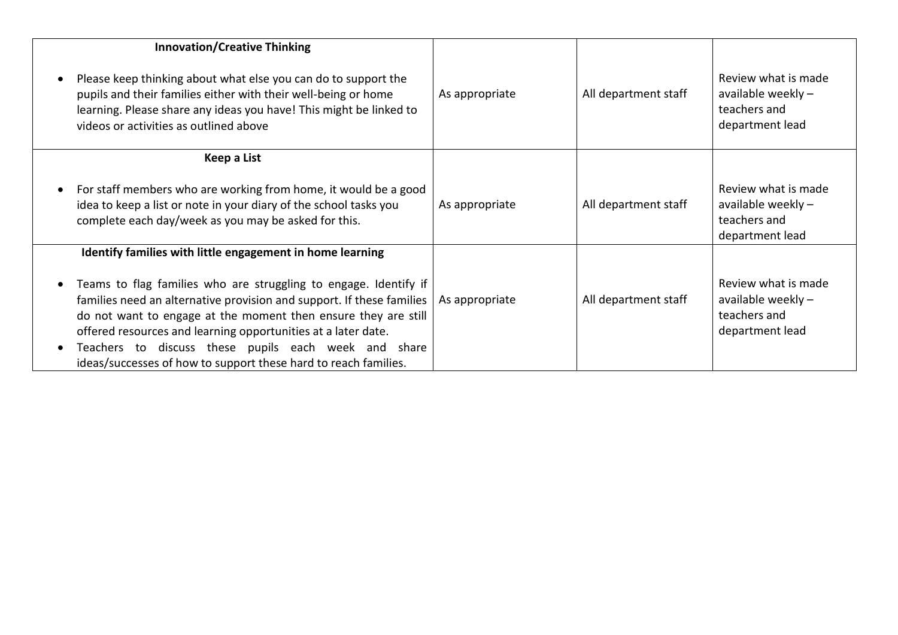| | | | |
|---|---|---|---|
| **Innovation/Creative Thinking**<br><br>• Please keep thinking about what else you can do to support the pupils and their families either with their well-being or home learning. Please share any ideas you have! This might be linked to videos or activities as outlined above | As appropriate | All department staff | Review what is made available weekly – teachers and department lead |
| **Keep a List**<br><br>• For staff members who are working from home, it would be a good idea to keep a list or note in your diary of the school tasks you complete each day/week as you may be asked for this. | As appropriate | All department staff | Review what is made available weekly – teachers and department lead |
| **Identify families with little engagement in home learning**<br><br>• Teams to flag families who are struggling to engage. Identify if families need an alternative provision and support. If these families do not want to engage at the moment then ensure they are still offered resources and learning opportunities at a later date.<br>• Teachers to discuss these pupils each week and share ideas/successes of how to support these hard to reach families. | As appropriate | All department staff | Review what is made available weekly – teachers and department lead |